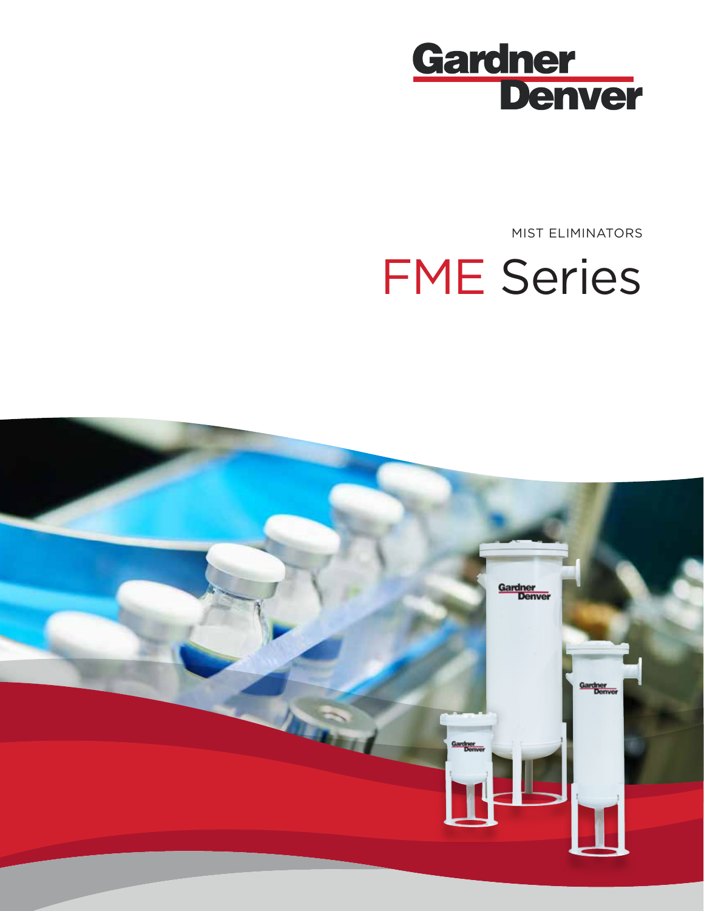Gardner Denver

MIST ELIMINATORS

# FME Series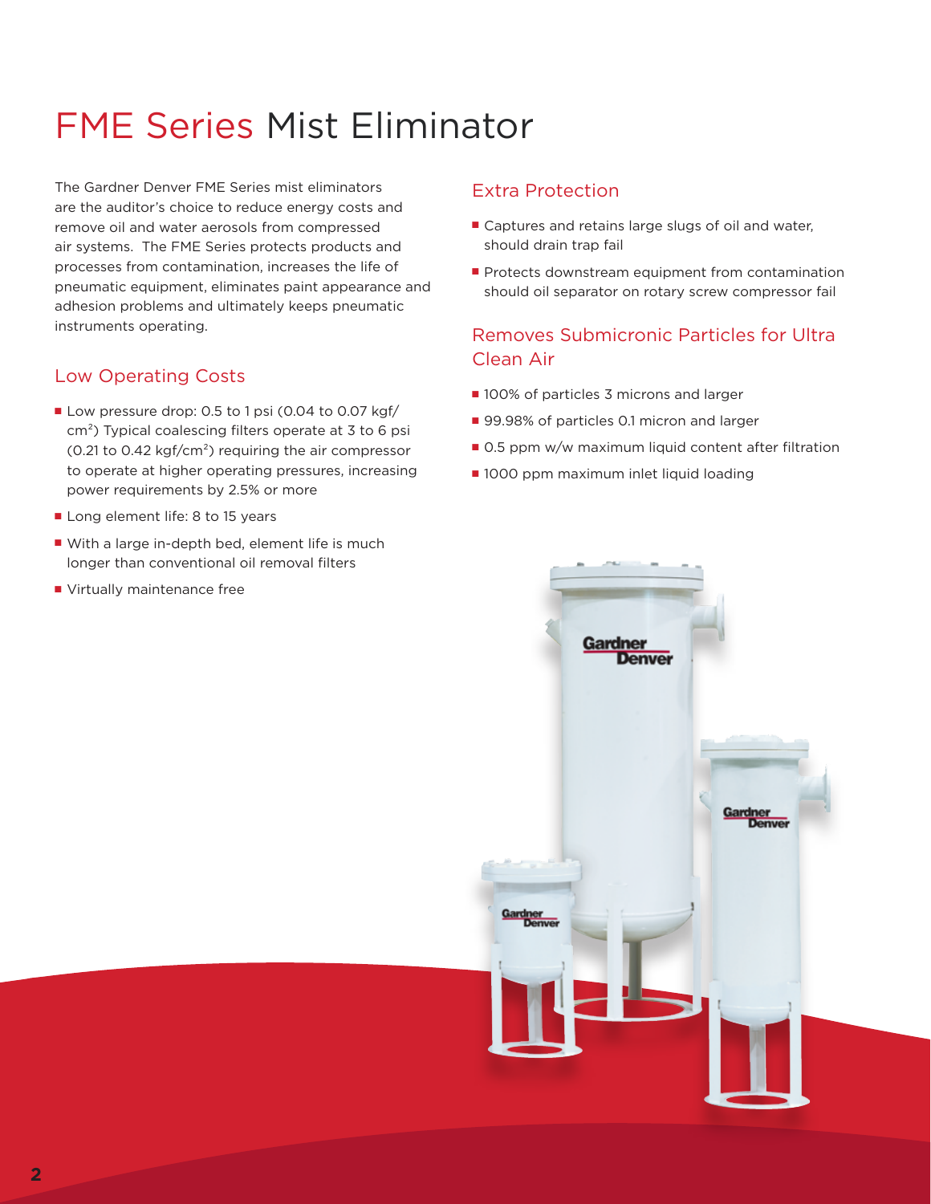# FME Series Mist Eliminator

The Gardner Denver FME Series mist eliminators are the auditor's choice to reduce energy costs and remove oil and water aerosols from compressed air systems. The FME Series protects products and processes from contamination, increases the life of pneumatic equipment, eliminates paint appearance and adhesion problems and ultimately keeps pneumatic instruments operating.

## Low Operating Costs

- Low pressure drop: 0.5 to 1 psi (0.04 to 0.07 kgf/cm$^2$) Typical coalescing filters operate at 3 to 6 psi (0.21 to 0.42 kgf/cm$^2$) requiring the air compressor to operate at higher operating pressures, increasing power requirements by 2.5% or more
- Long element life: 8 to 15 years
- With a large in-depth bed, element life is much longer than conventional oil removal filters
- Virtually maintenance free

## Extra Protection

- Captures and retains large slugs of oil and water, should drain trap fail
- Protects downstream equipment from contamination should oil separator on rotary screw compressor fail

## Removes Submicronic Particles for Ultra Clean Air

- 100% of particles 3 microns and larger
- 99.98% of particles 0.1 micron and larger
- 0.5 ppm w/w maximum liquid content after filtration
- 1000 ppm maximum inlet liquid loading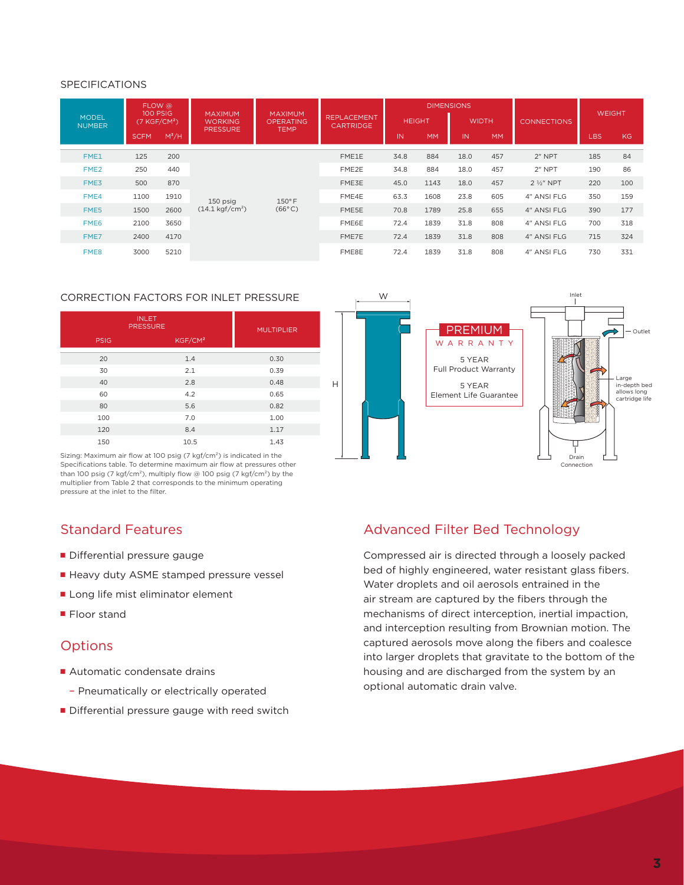## SPECIFICATIONS

| MODEL NUMBER | FLOW @ 100 PSIG (7 KGF/CM²) | | MAXIMUM WORKING PRESSURE | MAXIMUM OPERATING TEMP | REPLACEMENT CARTRIDGE | DIMENSIONS | | | | CONNECTIONS | WEIGHT | |
|---|---|---|---|---|---|---|---|---|---|---|---|---|
| | | | | | | HEIGHT | | WIDTH | | | | |
| | SCFM | M³/H | | | | IN | MM | IN | MM | | LBS | KG |
| FME1 | 125 | 200 | 150 psig (14.1 kgf/cm²) | 150°F (66°C) | FME1E | 34.8 | 884 | 18.0 | 457 | 2" NPT | 185 | 84 |
| FME2 | 250 | 440 | | | FME2E | 34.8 | 884 | 18.0 | 457 | 2" NPT | 190 | 86 |
| FME3 | 500 | 870 | | | FME3E | 45.0 | 1143 | 18.0 | 457 | 2 ½" NPT | 220 | 100 |
| FME4 | 1100 | 1910 | | | FME4E | 63.3 | 1608 | 23.8 | 605 | 4" ANSI FLG | 350 | 159 |
| FME5 | 1500 | 2600 | | | FME5E | 70.8 | 1789 | 25.8 | 655 | 4" ANSI FLG | 390 | 177 |
| FME6 | 2100 | 3650 | | | FME6E | 72.4 | 1839 | 31.8 | 808 | 4" ANSI FLG | 700 | 318 |
| FME7 | 2400 | 4170 | | | FME7E | 72.4 | 1839 | 31.8 | 808 | 4" ANSI FLG | 715 | 324 |
| FME8 | 3000 | 5210 | | | FME8E | 72.4 | 1839 | 31.8 | 808 | 4" ANSI FLG | 730 | 331 |

## CORRECTION FACTORS FOR INLET PRESSURE

| INLET PRESSURE | | MULTIPLIER |
|---|---|---|
| PSIG | KGF/CM² | |
| 20 | 1.4 | 0.30 |
| 30 | 2.1 | 0.39 |
| 40 | 2.8 | 0.48 |
| 60 | 4.2 | 0.65 |
| 80 | 5.6 | 0.82 |
| 100 | 7.0 | 1.00 |
| 120 | 8.4 | 1.17 |
| 150 | 10.5 | 1.43 |

Sizing: Maximum air flow at 100 psig (7 kgf/cm²) is indicated in the Specifications table. To determine maximum air flow at pressures other than 100 psig (7 kgf/cm²), multiply flow @ 100 psig (7 kgf/cm²) by the multiplier from Table 2 that corresponds to the minimum operating pressure at the inlet to the filter.

W

H

**PREMIUM WARRANTY**

5 YEAR
Full Product Warranty

5 YEAR
Element Life Guarantee

Inlet

Outlet

Large in-depth bed allows long cartridge life

Drain Connection

## Standard Features

- Differential pressure gauge
- Heavy duty ASME stamped pressure vessel
- Long life mist eliminator element
- Floor stand

## Options

- Automatic condensate drains
  - Pneumatically or electrically operated
- Differential pressure gauge with reed switch

## Advanced Filter Bed Technology

Compressed air is directed through a loosely packed bed of highly engineered, water resistant glass fibers. Water droplets and oil aerosols entrained in the air stream are captured by the fibers through the mechanisms of direct interception, inertial impaction, and interception resulting from Brownian motion. The captured aerosols move along the fibers and coalesce into larger droplets that gravitate to the bottom of the housing and are discharged from the system by an optional automatic drain valve.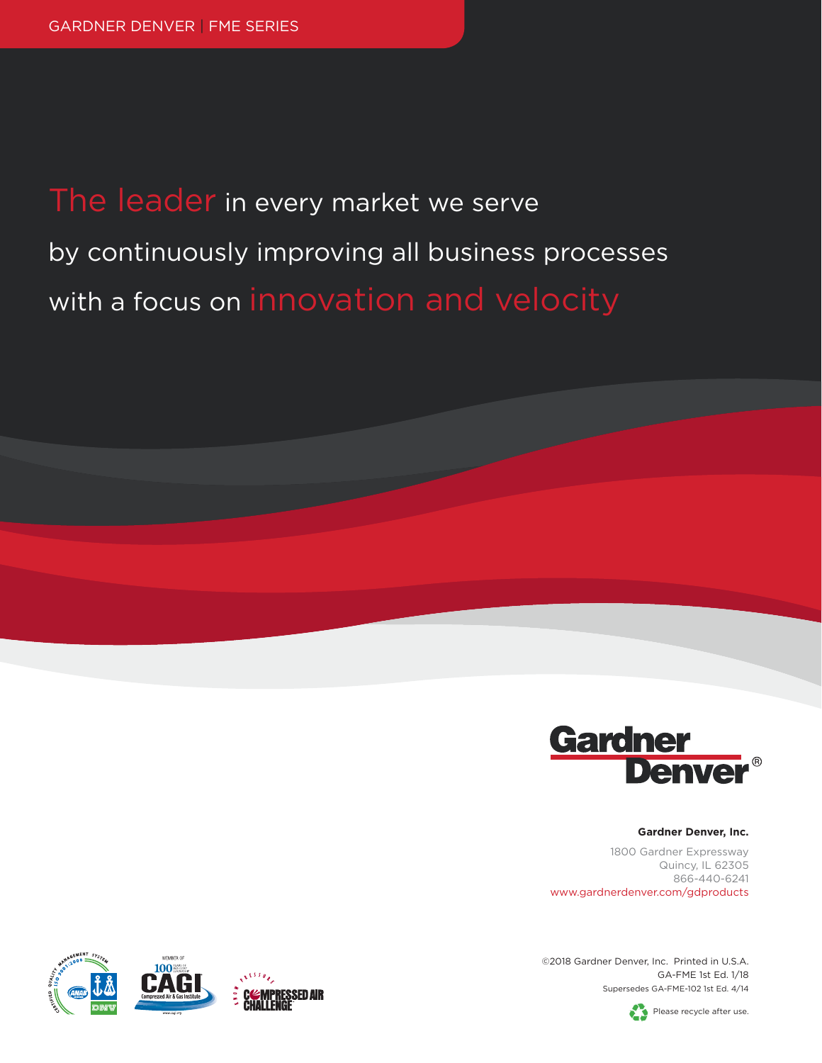The leader in every market we serve

by continuously improving all business processes

with a focus on innovation and velocity

**Gardner Denver, Inc.**

1800 Gardner Expressway
Quincy, IL 62305
866-440-6241
www.gardnerdenver.com/gdproducts

©2018 Gardner Denver, Inc. Printed in U.S.A.
GA-FME 1st Ed. 1/18
Supersedes GA-FME-102 1st Ed. 4/14

Please recycle after use.